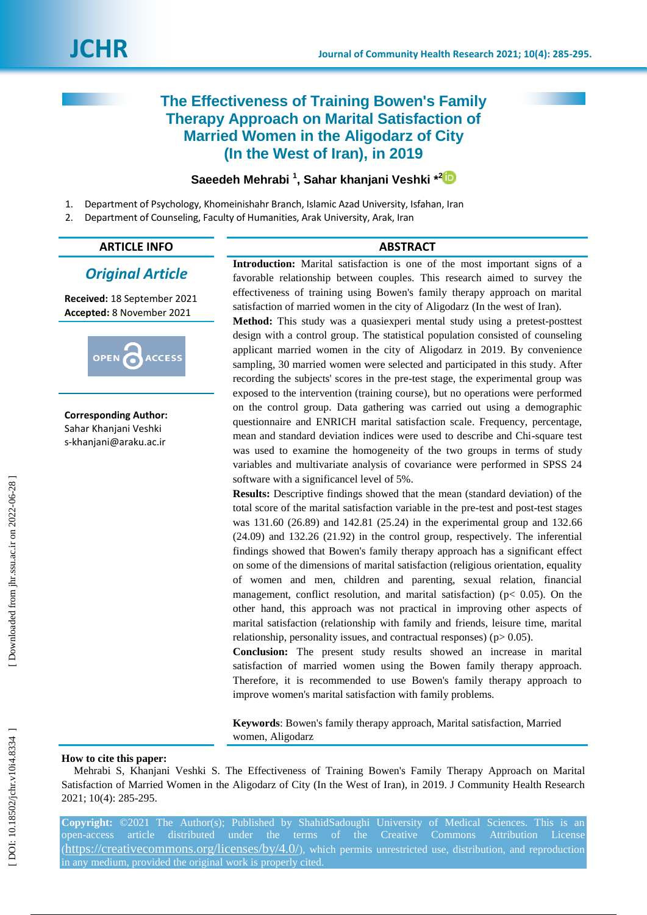# The Effectiveness of Training Bowen's Family Therapy Approach on Marital Satisfaction of Married Women in the Aligodarz of City (In the West of Iran), in 2019

**Saeedeh Mehrabi [1], Sahar khanjani Veshki \*[2]**

1. Department of Psychology, Khomeinishahr Branch, Islamic Azad University, Isfahan, Iran
2. Department of Counseling, Faculty of Humanities, Arak University, Arak, Iran

## ARTICLE INFO

***Original Article***

**Received:** 18 September 2021
**Accepted:** 8 November 2021

OPEN ACCESS

**Corresponding Author:**
Sahar Khanjani Veshki
s-khanjani@araku.ac.ir

## ABSTRACT

**Introduction:** Marital satisfaction is one of the most important signs of a favorable relationship between couples. This research aimed to survey the effectiveness of training using Bowen's family therapy approach on marital satisfaction of married women in the city of Aligodarz (In the west of Iran).

**Method:** This study was a quasiexperi mental study using a pretest-posttest design with a control group. The statistical population consisted of counseling applicant married women in the city of Aligodarz in 2019. By convenience sampling, 30 married women were selected and participated in this study. After recording the subjects' scores in the pre-test stage, the experimental group was exposed to the intervention (training course), but no operations were performed on the control group. Data gathering was carried out using a demographic questionnaire and ENRICH marital satisfaction scale. Frequency, percentage, mean and standard deviation indices were used to describe and Chi-square test was used to examine the homogeneity of the two groups in terms of study variables and multivariate analysis of covariance were performed in SPSS 24 software with a significancel level of 5%.

**Results:** Descriptive findings showed that the mean (standard deviation) of the total score of the marital satisfaction variable in the pre-test and post-test stages was 131.60 (26.89) and 142.81 (25.24) in the experimental group and 132.66 (24.09) and 132.26 (21.92) in the control group, respectively. The inferential findings showed that Bowen's family therapy approach has a significant effect on some of the dimensions of marital satisfaction (religious orientation, equality of women and men, children and parenting, sexual relation, financial management, conflict resolution, and marital satisfaction) ($p < 0.05$). On the other hand, this approach was not practical in improving other aspects of marital satisfaction (relationship with family and friends, leisure time, marital relationship, personality issues, and contractual responses) ($p > 0.05$).

**Conclusion:** The present study results showed an increase in marital satisfaction of married women using the Bowen family therapy approach. Therefore, it is recommended to use Bowen's family therapy approach to improve women's marital satisfaction with family problems.

**Keywords**: Bowen's family therapy approach, Marital satisfaction, Married women, Aligodarz

**How to cite this paper:**
Mehrabi S, Khanjani Veshki S. The Effectiveness of Training Bowen's Family Therapy Approach on Marital Satisfaction of Married Women in the Aligodarz of City (In the West of Iran), in 2019. J Community Health Research 2021; 10(4): 285-295.

**Copyright:** ©2021 The Author(s); Published by ShahidSadoughi University of Medical Sciences. This is an open-access article distributed under the terms of the Creative Commons Attribution License (https://creativecommons.org/licenses/by/4.0/), which permits unrestricted use, distribution, and reproduction in any medium, provided the original work is properly cited.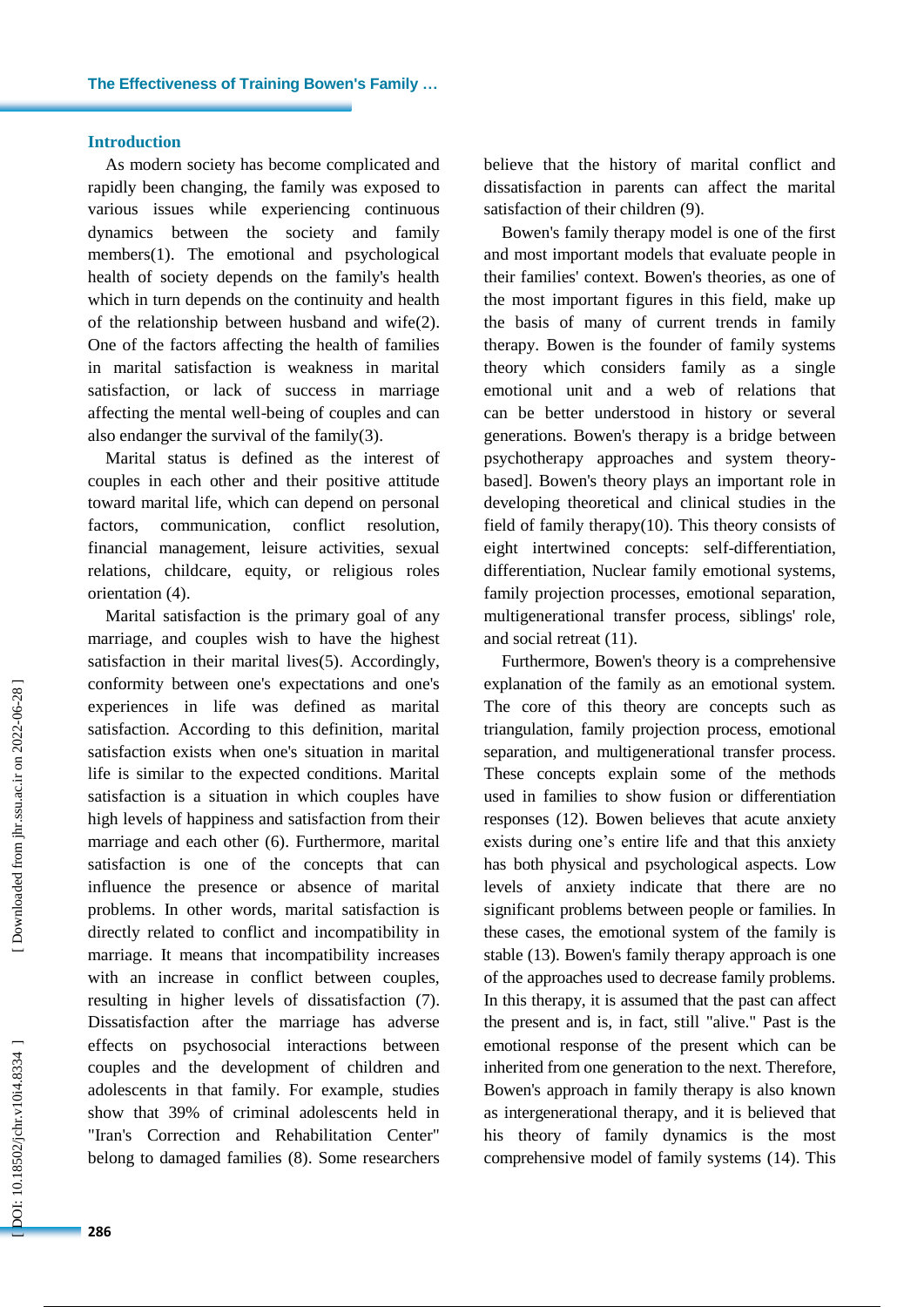## Introduction

As modern society has become complicated and rapidly been changing, the family was exposed to various issues while experiencing continuous dynamics between the society and family members(1). The emotional and psychological health of society depends on the family's health which in turn depends on the continuity and health of the relationship between husband and wife(2). One of the factors affecting the health of families in marital satisfaction is weakness in marital satisfaction, or lack of success in marriage affecting the mental well-being of couples and can also endanger the survival of the family(3).

Marital status is defined as the interest of couples in each other and their positive attitude toward marital life, which can depend on personal factors, communication, conflict resolution, financial management, leisure activities, sexual relations, childcare, equity, or religious roles orientation (4).

Marital satisfaction is the primary goal of any marriage, and couples wish to have the highest satisfaction in their marital lives(5). Accordingly, conformity between one's expectations and one's experiences in life was defined as marital satisfaction. According to this definition, marital satisfaction exists when one's situation in marital life is similar to the expected conditions. Marital satisfaction is a situation in which couples have high levels of happiness and satisfaction from their marriage and each other (6). Furthermore, marital satisfaction is one of the concepts that can influence the presence or absence of marital problems. In other words, marital satisfaction is directly related to conflict and incompatibility in marriage. It means that incompatibility increases with an increase in conflict between couples, resulting in higher levels of dissatisfaction (7). Dissatisfaction after the marriage has adverse effects on psychosocial interactions between couples and the development of children and adolescents in that family. For example, studies show that 39% of criminal adolescents held in "Iran's Correction and Rehabilitation Center" belong to damaged families (8). Some researchers believe that the history of marital conflict and dissatisfaction in parents can affect the marital satisfaction of their children (9).

Bowen's family therapy model is one of the first and most important models that evaluate people in their families' context. Bowen's theories, as one of the most important figures in this field, make up the basis of many of current trends in family therapy. Bowen is the founder of family systems theory which considers family as a single emotional unit and a web of relations that can be better understood in history or several generations. Bowen's therapy is a bridge between psychotherapy approaches and system theory-based]. Bowen's theory plays an important role in developing theoretical and clinical studies in the field of family therapy(10). This theory consists of eight intertwined concepts: self-differentiation, differentiation, Nuclear family emotional systems, family projection processes, emotional separation, multigenerational transfer process, siblings' role, and social retreat (11).

Furthermore, Bowen's theory is a comprehensive explanation of the family as an emotional system. The core of this theory are concepts such as triangulation, family projection process, emotional separation, and multigenerational transfer process. These concepts explain some of the methods used in families to show fusion or differentiation responses (12). Bowen believes that acute anxiety exists during one's entire life and that this anxiety has both physical and psychological aspects. Low levels of anxiety indicate that there are no significant problems between people or families. In these cases, the emotional system of the family is stable (13). Bowen's family therapy approach is one of the approaches used to decrease family problems. In this therapy, it is assumed that the past can affect the present and is, in fact, still "alive." Past is the emotional response of the present which can be inherited from one generation to the next. Therefore, Bowen's approach in family therapy is also known as intergenerational therapy, and it is believed that his theory of family dynamics is the most comprehensive model of family systems (14). This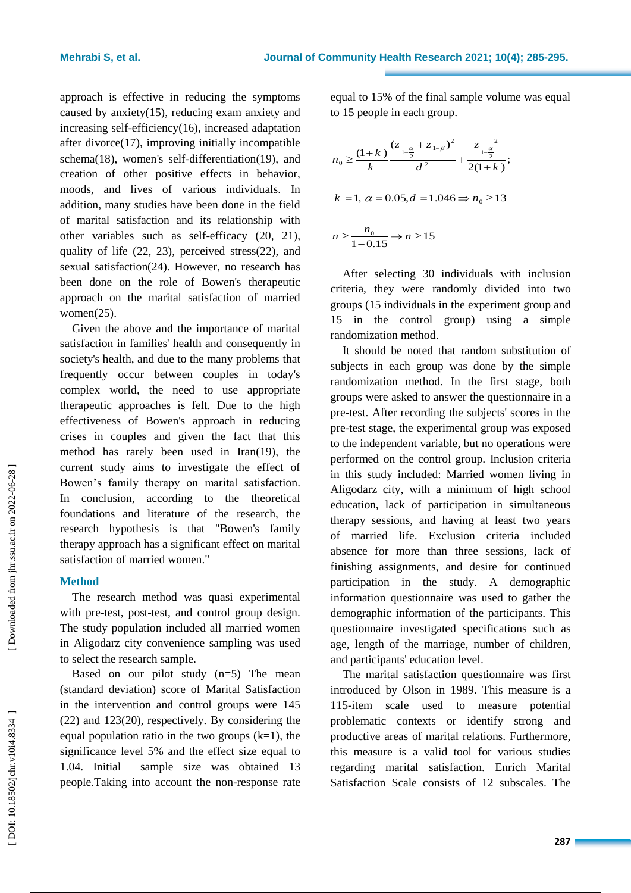approach is effective in reducing the symptoms caused by anxiety(15), reducing exam anxiety and increasing self-efficiency(16), increased adaptation after divorce(17), improving initially incompatible schema(18), women's self-differentiation(19), and creation of other positive effects in behavior, moods, and lives of various individuals. In addition, many studies have been done in the field of marital satisfaction and its relationship with other variables such as self-efficacy (20, 21), quality of life (22, 23), perceived stress(22), and sexual satisfaction(24). However, no research has been done on the role of Bowen's therapeutic approach on the marital satisfaction of married women(25).

Given the above and the importance of marital satisfaction in families' health and consequently in society's health, and due to the many problems that frequently occur between couples in today's complex world, the need to use appropriate therapeutic approaches is felt. Due to the high effectiveness of Bowen's approach in reducing crises in couples and given the fact that this method has rarely been used in Iran(19), the current study aims to investigate the effect of Bowen's family therapy on marital satisfaction. In conclusion, according to the theoretical foundations and literature of the research, the research hypothesis is that "Bowen's family therapy approach has a significant effect on marital satisfaction of married women."

## Method

The research method was quasi experimental with pre-test, post-test, and control group design. The study population included all married women in Aligodarz city convenience sampling was used to select the research sample.

Based on our pilot study (n=5) The mean (standard deviation) score of Marital Satisfaction in the intervention and control groups were 145 (22) and 123(20), respectively. By considering the equal population ratio in the two groups (k=1), the significance level 5% and the effect size equal to 1.04. Initial sample size was obtained 13 people.Taking into account the non-response rate equal to 15% of the final sample volume was equal to 15 people in each group.

$$n_0 \geq \frac{(1+k)}{k}\frac{(z_{1-\frac{\alpha}{2}}+z_{1-\beta})^2}{d^2}+\frac{z_{1-\frac{\alpha}{2}}^{\ 2}}{2(1+k)};$$

$$k=1,\ \alpha=0.05, d=1.046 \Rightarrow n_0 \geq 13$$

$$n \geq \frac{n_0}{1-0.15} \rightarrow n \geq 15$$

After selecting 30 individuals with inclusion criteria, they were randomly divided into two groups (15 individuals in the experiment group and 15 in the control group) using a simple randomization method.

It should be noted that random substitution of subjects in each group was done by the simple randomization method. In the first stage, both groups were asked to answer the questionnaire in a pre-test. After recording the subjects' scores in the pre-test stage, the experimental group was exposed to the independent variable, but no operations were performed on the control group. Inclusion criteria in this study included: Married women living in Aligodarz city, with a minimum of high school education, lack of participation in simultaneous therapy sessions, and having at least two years of married life. Exclusion criteria included absence for more than three sessions, lack of finishing assignments, and desire for continued participation in the study. A demographic information questionnaire was used to gather the demographic information of the participants. This questionnaire investigated specifications such as age, length of the marriage, number of children, and participants' education level.

The marital satisfaction questionnaire was first introduced by Olson in 1989. This measure is a 115-item scale used to measure potential problematic contexts or identify strong and productive areas of marital relations. Furthermore, this measure is a valid tool for various studies regarding marital satisfaction. Enrich Marital Satisfaction Scale consists of 12 subscales. The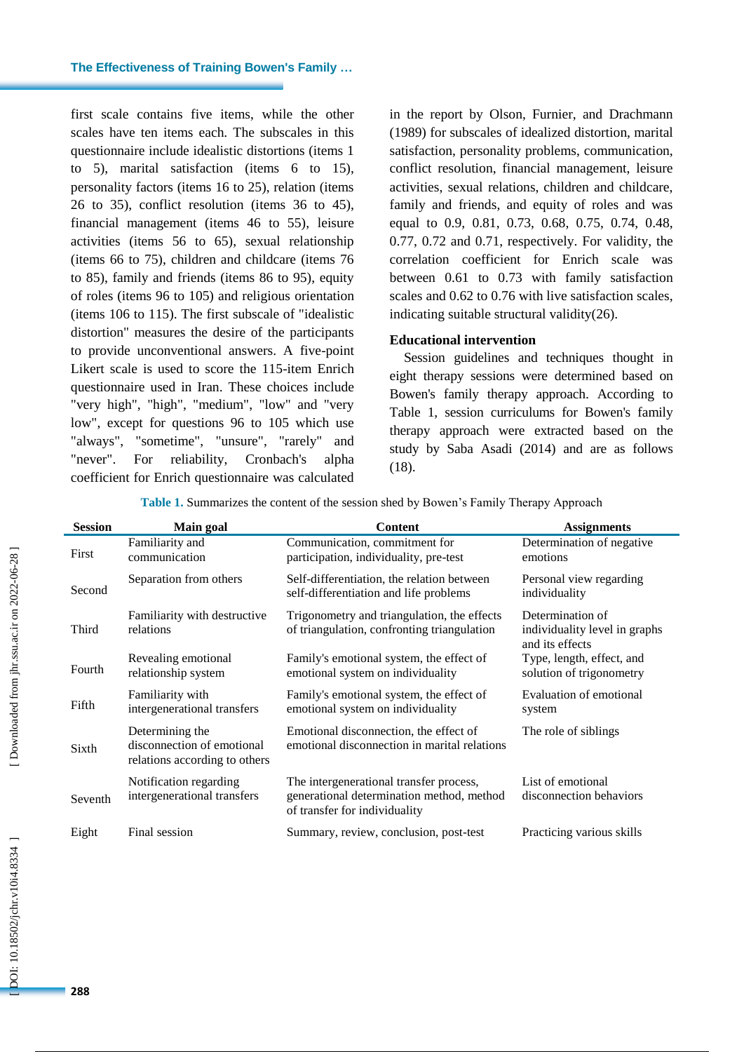first scale contains five items, while the other scales have ten items each. The subscales in this questionnaire include idealistic distortions (items 1 to 5), marital satisfaction (items 6 to 15), personality factors (items 16 to 25), relation (items 26 to 35), conflict resolution (items 36 to 45), financial management (items 46 to 55), leisure activities (items 56 to 65), sexual relationship (items 66 to 75), children and childcare (items 76 to 85), family and friends (items 86 to 95), equity of roles (items 96 to 105) and religious orientation (items 106 to 115). The first subscale of "idealistic distortion" measures the desire of the participants to provide unconventional answers. A five-point Likert scale is used to score the 115-item Enrich questionnaire used in Iran. These choices include "very high", "high", "medium", "low" and "very low", except for questions 96 to 105 which use "always", "sometime", "unsure", "rarely" and "never". For reliability, Cronbach's alpha coefficient for Enrich questionnaire was calculated in the report by Olson, Furnier, and Drachmann (1989) for subscales of idealized distortion, marital satisfaction, personality problems, communication, conflict resolution, financial management, leisure activities, sexual relations, children and childcare, family and friends, and equity of roles and was equal to 0.9, 0.81, 0.73, 0.68, 0.75, 0.74, 0.48, 0.77, 0.72 and 0.71, respectively. For validity, the correlation coefficient for Enrich scale was between 0.61 to 0.73 with family satisfaction scales and 0.62 to 0.76 with live satisfaction scales, indicating suitable structural validity(26).

**Educational intervention**

Session guidelines and techniques thought in eight therapy sessions were determined based on Bowen's family therapy approach. According to Table 1, session curriculums for Bowen's family therapy approach were extracted based on the study by Saba Asadi (2014) and are as follows (18).

**Table 1.** Summarizes the content of the session shed by Bowen's Family Therapy Approach

| Session | Main goal | Content | Assignments |
| --- | --- | --- | --- |
| First | Familiarity and communication | Communication, commitment for participation, individuality, pre-test | Determination of negative emotions |
| Second | Separation from others | Self-differentiation, the relation between self-differentiation and life problems | Personal view regarding individuality |
| Third | Familiarity with destructive relations | Trigonometry and triangulation, the effects of triangulation, confronting triangulation | Determination of individuality level in graphs and its effects |
| Fourth | Revealing emotional relationship system | Family's emotional system, the effect of emotional system on individuality | Type, length, effect, and solution of trigonometry |
| Fifth | Familiarity with intergenerational transfers | Family's emotional system, the effect of emotional system on individuality | Evaluation of emotional system |
| Sixth | Determining the disconnection of emotional relations according to others | Emotional disconnection, the effect of emotional disconnection in marital relations | The role of siblings |
| Seventh | Notification regarding intergenerational transfers | The intergenerational transfer process, generational determination method, method of transfer for individuality | List of emotional disconnection behaviors |
| Eight | Final session | Summary, review, conclusion, post-test | Practicing various skills |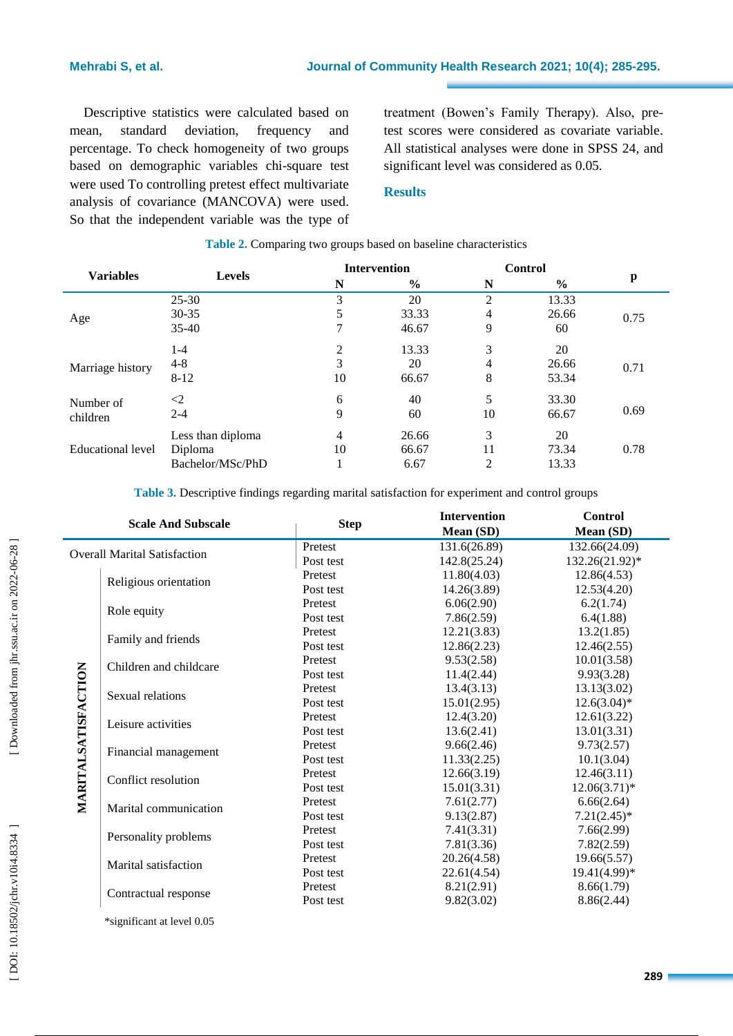Descriptive statistics were calculated based on mean, standard deviation, frequency and percentage. To check homogeneity of two groups based on demographic variables chi-square test were used To controlling pretest effect multivariate analysis of covariance (MANCOVA) were used. So that the independent variable was the type of treatment (Bowen's Family Therapy). Also, pre-test scores were considered as covariate variable. All statistical analyses were done in SPSS 24, and significant level was considered as 0.05.

## Results

**Table 2.** Comparing two groups based on baseline characteristics

| Variables | Levels | Intervention | | Control | | p |
|---|---|---|---|---|---|---|
| | | N | % | N | % | |
| Age | 25-30 | 3 | 20 | 2 | 13.33 | 0.75 |
| | 30-35 | 5 | 33.33 | 4 | 26.66 | |
| | 35-40 | 7 | 46.67 | 9 | 60 | |
| Marriage history | 1-4 | 2 | 13.33 | 3 | 20 | 0.71 |
| | 4-8 | 3 | 20 | 4 | 26.66 | |
| | 8-12 | 10 | 66.67 | 8 | 53.34 | |
| Number of children | <2 | 6 | 40 | 5 | 33.30 | 0.69 |
| | 2-4 | 9 | 60 | 10 | 66.67 | |
| Educational level | Less than diploma | 4 | 26.66 | 3 | 20 | 0.78 |
| | Diploma | 10 | 66.67 | 11 | 73.34 | |
| | Bachelor/MSc/PhD | 1 | 6.67 | 2 | 13.33 | |

**Table 3.** Descriptive findings regarding marital satisfaction for experiment and control groups

| Scale And Subscale | | Step | Intervention Mean (SD) | Control Mean (SD) |
|---|---|---|---|---|
| Overall Marital Satisfaction | | Pretest | 131.6(26.89) | 132.66(24.09) |
| | | Post test | 142.8(25.24) | 132.26(21.92)* |
| MARITALSATISFACTION | Religious orientation | Pretest | 11.80(4.03) | 12.86(4.53) |
| | | Post test | 14.26(3.89) | 12.53(4.20) |
| | Role equity | Pretest | 6.06(2.90) | 6.2(1.74) |
| | | Post test | 7.86(2.59) | 6.4(1.88) |
| | Family and friends | Pretest | 12.21(3.83) | 13.2(1.85) |
| | | Post test | 12.86(2.23) | 12.46(2.55) |
| | Children and childcare | Pretest | 9.53(2.58) | 10.01(3.58) |
| | | Post test | 11.4(2.44) | 9.93(3.28) |
| | Sexual relations | Pretest | 13.4(3.13) | 13.13(3.02) |
| | | Post test | 15.01(2.95) | 12.6(3.04)* |
| | Leisure activities | Pretest | 12.4(3.20) | 12.61(3.22) |
| | | Post test | 13.6(2.41) | 13.01(3.31) |
| | Financial management | Pretest | 9.66(2.46) | 9.73(2.57) |
| | | Post test | 11.33(2.25) | 10.1(3.04) |
| | Conflict resolution | Pretest | 12.66(3.19) | 12.46(3.11) |
| | | Post test | 15.01(3.31) | 12.06(3.71)* |
| | Marital communication | Pretest | 7.61(2.77) | 6.66(2.64) |
| | | Post test | 9.13(2.87) | 7.21(2.45)* |
| | Personality problems | Pretest | 7.41(3.31) | 7.66(2.99) |
| | | Post test | 7.81(3.36) | 7.82(2.59) |
| | Marital satisfaction | Pretest | 20.26(4.58) | 19.66(5.57) |
| | | Post test | 22.61(4.54) | 19.41(4.99)* |
| | Contractual response | Pretest | 8.21(2.91) | 8.66(1.79) |
| | | Post test | 9.82(3.02) | 8.86(2.44) |

*significant at level 0.05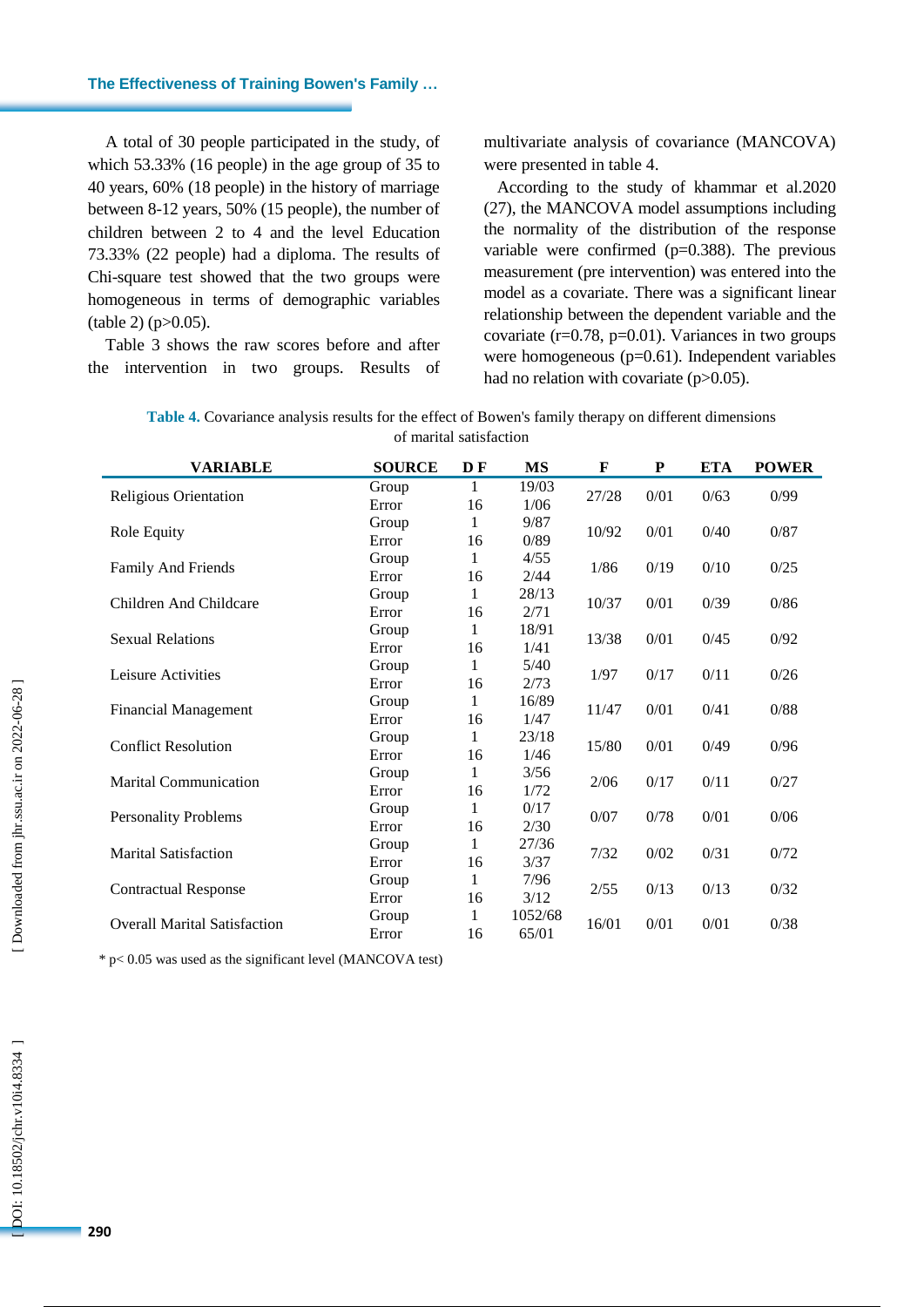A total of 30 people participated in the study, of which 53.33% (16 people) in the age group of 35 to 40 years, 60% (18 people) in the history of marriage between 8-12 years, 50% (15 people), the number of children between 2 to 4 and the level Education 73.33% (22 people) had a diploma. The results of Chi-square test showed that the two groups were homogeneous in terms of demographic variables (table 2) (p>0.05).

Table 3 shows the raw scores before and after the intervention in two groups. Results of multivariate analysis of covariance (MANCOVA) were presented in table 4.

According to the study of khammar et al.2020 (27), the MANCOVA model assumptions including the normality of the distribution of the response variable were confirmed (p=0.388). The previous measurement (pre intervention) was entered into the model as a covariate. There was a significant linear relationship between the dependent variable and the covariate (r=0.78, p=0.01). Variances in two groups were homogeneous (p=0.61). Independent variables had no relation with covariate (p>0.05).

**Table 4.** Covariance analysis results for the effect of Bowen's family therapy on different dimensions of marital satisfaction

| VARIABLE | SOURCE | D F | MS | F | P | ETA | POWER |
|---|---|---|---|---|---|---|---|
| Religious Orientation | Group | 1 | 19/03 | 27/28 | 0/01 | 0/63 | 0/99 |
| | Error | 16 | 1/06 | | | | |
| Role Equity | Group | 1 | 9/87 | 10/92 | 0/01 | 0/40 | 0/87 |
| | Error | 16 | 0/89 | | | | |
| Family And Friends | Group | 1 | 4/55 | 1/86 | 0/19 | 0/10 | 0/25 |
| | Error | 16 | 2/44 | | | | |
| Children And Childcare | Group | 1 | 28/13 | 10/37 | 0/01 | 0/39 | 0/86 |
| | Error | 16 | 2/71 | | | | |
| Sexual Relations | Group | 1 | 18/91 | 13/38 | 0/01 | 0/45 | 0/92 |
| | Error | 16 | 1/41 | | | | |
| Leisure Activities | Group | 1 | 5/40 | 1/97 | 0/17 | 0/11 | 0/26 |
| | Error | 16 | 2/73 | | | | |
| Financial Management | Group | 1 | 16/89 | 11/47 | 0/01 | 0/41 | 0/88 |
| | Error | 16 | 1/47 | | | | |
| Conflict Resolution | Group | 1 | 23/18 | 15/80 | 0/01 | 0/49 | 0/96 |
| | Error | 16 | 1/46 | | | | |
| Marital Communication | Group | 1 | 3/56 | 2/06 | 0/17 | 0/11 | 0/27 |
| | Error | 16 | 1/72 | | | | |
| Personality Problems | Group | 1 | 0/17 | 0/07 | 0/78 | 0/01 | 0/06 |
| | Error | 16 | 2/30 | | | | |
| Marital Satisfaction | Group | 1 | 27/36 | 7/32 | 0/02 | 0/31 | 0/72 |
| | Error | 16 | 3/37 | | | | |
| Contractual Response | Group | 1 | 7/96 | 2/55 | 0/13 | 0/13 | 0/32 |
| | Error | 16 | 3/12 | | | | |
| Overall Marital Satisfaction | Group | 1 | 1052/68 | 16/01 | 0/01 | 0/01 | 0/38 |
| | Error | 16 | 65/01 | | | | |

\* p< 0.05 was used as the significant level (MANCOVA test)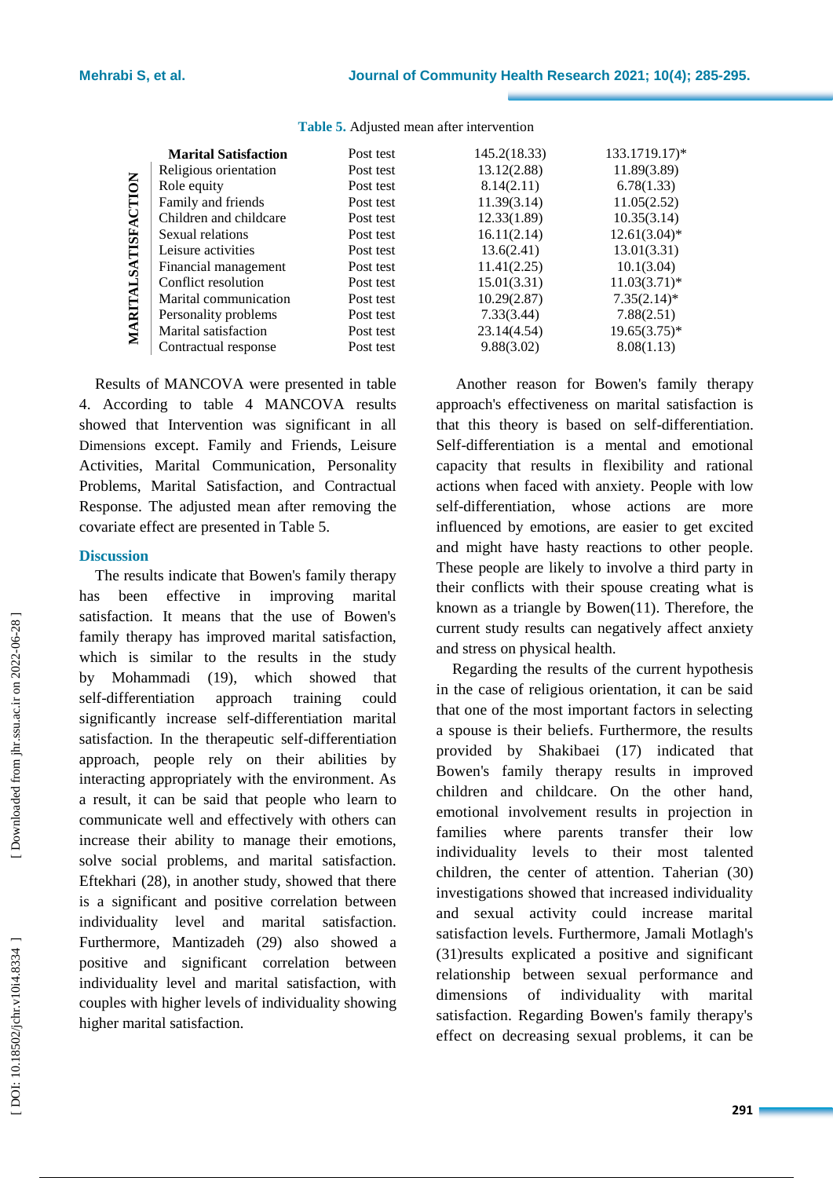**Table 5.** Adjusted mean after intervention

| | | | | |
|---|---|---|---|---|
| | **Marital Satisfaction** | Post test | 145.2(18.33) | 133.1719.17)* |
| MARITALSATISFACTION | Religious orientation | Post test | 13.12(2.88) | 11.89(3.89) |
| | Role equity | Post test | 8.14(2.11) | 6.78(1.33) |
| | Family and friends | Post test | 11.39(3.14) | 11.05(2.52) |
| | Children and childcare | Post test | 12.33(1.89) | 10.35(3.14) |
| | Sexual relations | Post test | 16.11(2.14) | 12.61(3.04)* |
| | Leisure activities | Post test | 13.6(2.41) | 13.01(3.31) |
| | Financial management | Post test | 11.41(2.25) | 10.1(3.04) |
| | Conflict resolution | Post test | 15.01(3.31) | 11.03(3.71)* |
| | Marital communication | Post test | 10.29(2.87) | 7.35(2.14)* |
| | Personality problems | Post test | 7.33(3.44) | 7.88(2.51) |
| | Marital satisfaction | Post test | 23.14(4.54) | 19.65(3.75)* |
| | Contractual response | Post test | 9.88(3.02) | 8.08(1.13) |

Results of MANCOVA were presented in table 4. According to table 4 MANCOVA results showed that Intervention was significant in all Dimensions except. Family and Friends, Leisure Activities, Marital Communication, Personality Problems, Marital Satisfaction, and Contractual Response. The adjusted mean after removing the covariate effect are presented in Table 5.

## Discussion

The results indicate that Bowen's family therapy has been effective in improving marital satisfaction. It means that the use of Bowen's family therapy has improved marital satisfaction, which is similar to the results in the study by Mohammadi (19), which showed that self-differentiation approach training could significantly increase self-differentiation marital satisfaction. In the therapeutic self-differentiation approach, people rely on their abilities by interacting appropriately with the environment. As a result, it can be said that people who learn to communicate well and effectively with others can increase their ability to manage their emotions, solve social problems, and marital satisfaction. Eftekhari (28), in another study, showed that there is a significant and positive correlation between individuality level and marital satisfaction. Furthermore, Mantizadeh (29) also showed a positive and significant correlation between individuality level and marital satisfaction, with couples with higher levels of individuality showing higher marital satisfaction.

Another reason for Bowen's family therapy approach's effectiveness on marital satisfaction is that this theory is based on self-differentiation. Self-differentiation is a mental and emotional capacity that results in flexibility and rational actions when faced with anxiety. People with low self-differentiation, whose actions are more influenced by emotions, are easier to get excited and might have hasty reactions to other people. These people are likely to involve a third party in their conflicts with their spouse creating what is known as a triangle by Bowen(11). Therefore, the current study results can negatively affect anxiety and stress on physical health.

Regarding the results of the current hypothesis in the case of religious orientation, it can be said that one of the most important factors in selecting a spouse is their beliefs. Furthermore, the results provided by Shakibaei (17) indicated that Bowen's family therapy results in improved children and childcare. On the other hand, emotional involvement results in projection in families where parents transfer their low individuality levels to their most talented children, the center of attention. Taherian (30) investigations showed that increased individuality and sexual activity could increase marital satisfaction levels. Furthermore, Jamali Motlagh's (31)results explicated a positive and significant relationship between sexual performance and dimensions of individuality with marital satisfaction. Regarding Bowen's family therapy's effect on decreasing sexual problems, it can be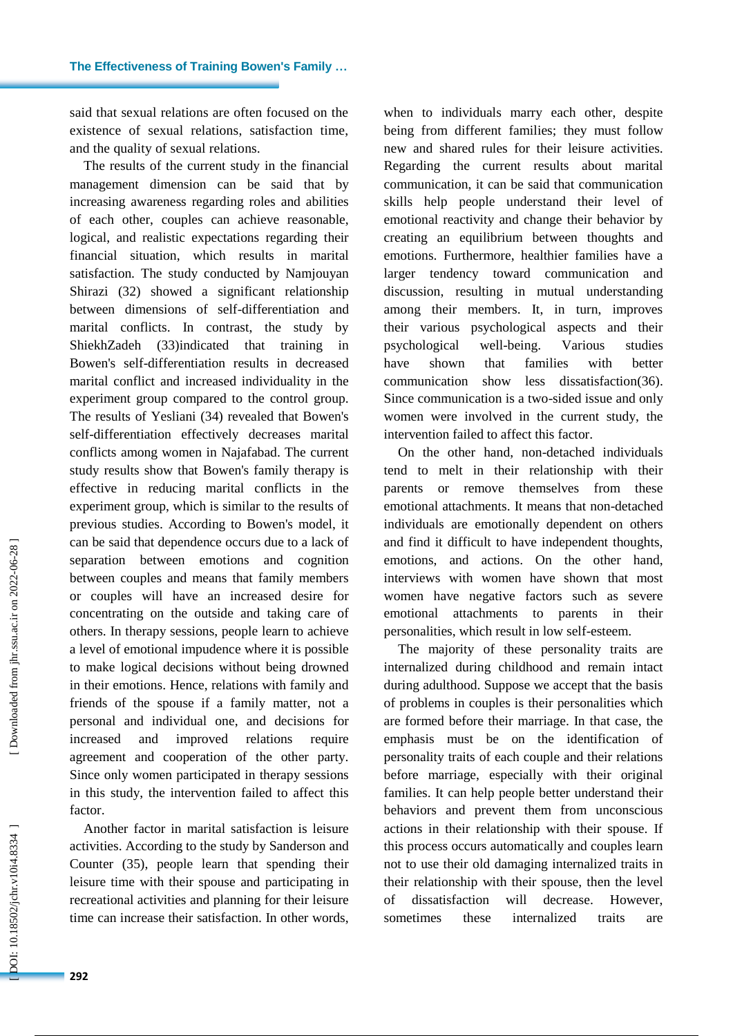said that sexual relations are often focused on the existence of sexual relations, satisfaction time, and the quality of sexual relations.

The results of the current study in the financial management dimension can be said that by increasing awareness regarding roles and abilities of each other, couples can achieve reasonable, logical, and realistic expectations regarding their financial situation, which results in marital satisfaction. The study conducted by Namjouyan Shirazi (32) showed a significant relationship between dimensions of self-differentiation and marital conflicts. In contrast, the study by ShiekhZadeh (33)indicated that training in Bowen's self-differentiation results in decreased marital conflict and increased individuality in the experiment group compared to the control group. The results of Yesliani (34) revealed that Bowen's self-differentiation effectively decreases marital conflicts among women in Najafabad. The current study results show that Bowen's family therapy is effective in reducing marital conflicts in the experiment group, which is similar to the results of previous studies. According to Bowen's model, it can be said that dependence occurs due to a lack of separation between emotions and cognition between couples and means that family members or couples will have an increased desire for concentrating on the outside and taking care of others. In therapy sessions, people learn to achieve a level of emotional impudence where it is possible to make logical decisions without being drowned in their emotions. Hence, relations with family and friends of the spouse if a family matter, not a personal and individual one, and decisions for increased and improved relations require agreement and cooperation of the other party. Since only women participated in therapy sessions in this study, the intervention failed to affect this factor.

Another factor in marital satisfaction is leisure activities. According to the study by Sanderson and Counter (35), people learn that spending their leisure time with their spouse and participating in recreational activities and planning for their leisure time can increase their satisfaction. In other words, when to individuals marry each other, despite being from different families; they must follow new and shared rules for their leisure activities. Regarding the current results about marital communication, it can be said that communication skills help people understand their level of emotional reactivity and change their behavior by creating an equilibrium between thoughts and emotions. Furthermore, healthier families have a larger tendency toward communication and discussion, resulting in mutual understanding among their members. It, in turn, improves their various psychological aspects and their psychological well-being. Various studies have shown that families with better communication show less dissatisfaction(36). Since communication is a two-sided issue and only women were involved in the current study, the intervention failed to affect this factor.

On the other hand, non-detached individuals tend to melt in their relationship with their parents or remove themselves from these emotional attachments. It means that non-detached individuals are emotionally dependent on others and find it difficult to have independent thoughts, emotions, and actions. On the other hand, interviews with women have shown that most women have negative factors such as severe emotional attachments to parents in their personalities, which result in low self-esteem.

The majority of these personality traits are internalized during childhood and remain intact during adulthood. Suppose we accept that the basis of problems in couples is their personalities which are formed before their marriage. In that case, the emphasis must be on the identification of personality traits of each couple and their relations before marriage, especially with their original families. It can help people better understand their behaviors and prevent them from unconscious actions in their relationship with their spouse. If this process occurs automatically and couples learn not to use their old damaging internalized traits in their relationship with their spouse, then the level of dissatisfaction will decrease. However, sometimes these internalized traits are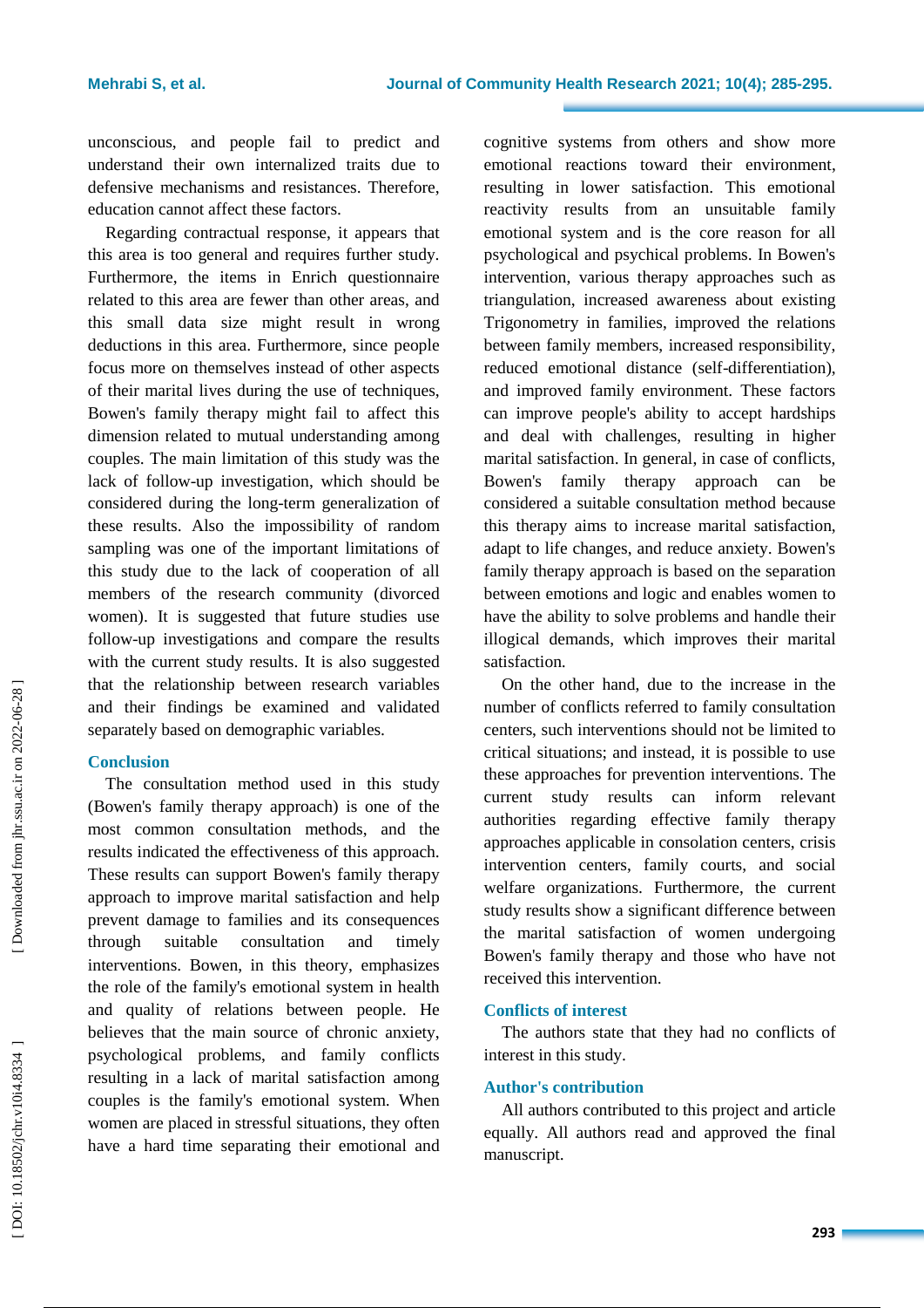unconscious, and people fail to predict and understand their own internalized traits due to defensive mechanisms and resistances. Therefore, education cannot affect these factors.

Regarding contractual response, it appears that this area is too general and requires further study. Furthermore, the items in Enrich questionnaire related to this area are fewer than other areas, and this small data size might result in wrong deductions in this area. Furthermore, since people focus more on themselves instead of other aspects of their marital lives during the use of techniques, Bowen's family therapy might fail to affect this dimension related to mutual understanding among couples. The main limitation of this study was the lack of follow-up investigation, which should be considered during the long-term generalization of these results. Also the impossibility of random sampling was one of the important limitations of this study due to the lack of cooperation of all members of the research community (divorced women). It is suggested that future studies use follow-up investigations and compare the results with the current study results. It is also suggested that the relationship between research variables and their findings be examined and validated separately based on demographic variables.

## Conclusion

The consultation method used in this study (Bowen's family therapy approach) is one of the most common consultation methods, and the results indicated the effectiveness of this approach. These results can support Bowen's family therapy approach to improve marital satisfaction and help prevent damage to families and its consequences through suitable consultation and timely interventions. Bowen, in this theory, emphasizes the role of the family's emotional system in health and quality of relations between people. He believes that the main source of chronic anxiety, psychological problems, and family conflicts resulting in a lack of marital satisfaction among couples is the family's emotional system. When women are placed in stressful situations, they often have a hard time separating their emotional and cognitive systems from others and show more emotional reactions toward their environment, resulting in lower satisfaction. This emotional reactivity results from an unsuitable family emotional system and is the core reason for all psychological and psychical problems. In Bowen's intervention, various therapy approaches such as triangulation, increased awareness about existing Trigonometry in families, improved the relations between family members, increased responsibility, reduced emotional distance (self-differentiation), and improved family environment. These factors can improve people's ability to accept hardships and deal with challenges, resulting in higher marital satisfaction. In general, in case of conflicts, Bowen's family therapy approach can be considered a suitable consultation method because this therapy aims to increase marital satisfaction, adapt to life changes, and reduce anxiety. Bowen's family therapy approach is based on the separation between emotions and logic and enables women to have the ability to solve problems and handle their illogical demands, which improves their marital satisfaction.

On the other hand, due to the increase in the number of conflicts referred to family consultation centers, such interventions should not be limited to critical situations; and instead, it is possible to use these approaches for prevention interventions. The current study results can inform relevant authorities regarding effective family therapy approaches applicable in consolation centers, crisis intervention centers, family courts, and social welfare organizations. Furthermore, the current study results show a significant difference between the marital satisfaction of women undergoing Bowen's family therapy and those who have not received this intervention.

## Conflicts of interest

The authors state that they had no conflicts of interest in this study.

## Author's contribution

All authors contributed to this project and article equally. All authors read and approved the final manuscript.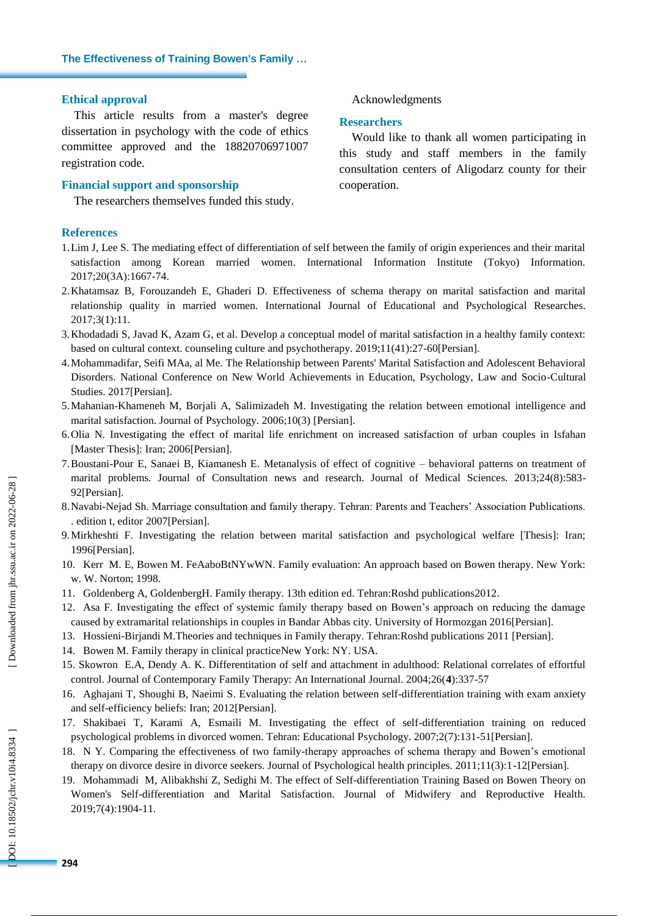## Ethical approval

This article results from a master's degree dissertation in psychology with the code of ethics committee approved and the 18820706971007 registration code.

## Financial support and sponsorship

The researchers themselves funded this study.

Acknowledgments

## Researchers

Would like to thank all women participating in this study and staff members in the family consultation centers of Aligodarz county for their cooperation.

## References

1. Lim J, Lee S. The mediating effect of differentiation of self between the family of origin experiences and their marital satisfaction among Korean married women. International Information Institute (Tokyo) Information. 2017;20(3A):1667-74.
2. Khatamsaz B, Forouzandeh E, Ghaderi D. Effectiveness of schema therapy on marital satisfaction and marital relationship quality in married women. International Journal of Educational and Psychological Researches. 2017;3(1):11.
3. Khodadadi S, Javad K, Azam G, et al. Develop a conceptual model of marital satisfaction in a healthy family context: based on cultural context. counseling culture and psychotherapy. 2019;11(41):27-60[Persian].
4. Mohammadifar, Seifi MAa, al Me. The Relationship between Parents' Marital Satisfaction and Adolescent Behavioral Disorders. National Conference on New World Achievements in Education, Psychology, Law and Socio-Cultural Studies. 2017[Persian].
5. Mahanian-Khameneh M, Borjali A, Salimizadeh M. Investigating the relation between emotional intelligence and marital satisfaction. Journal of Psychology. 2006;10(3) [Persian].
6. Olia N. Investigating the effect of marital life enrichment on increased satisfaction of urban couples in Isfahan [Master Thesis]: Iran; 2006[Persian].
7. Boustani-Pour E, Sanaei B, Kiamanesh E. Metanalysis of effect of cognitive – behavioral patterns on treatment of marital problems. Journal of Consultation news and research. Journal of Medical Sciences. 2013;24(8):583-92[Persian].
8. Navabi-Nejad Sh. Marriage consultation and family therapy. Tehran: Parents and Teachers' Association Publications. . edition t, editor 2007[Persian].
9. Mirkheshti F. Investigating the relation between marital satisfaction and psychological welfare [Thesis]: Iran; 1996[Persian].
10. Kerr M. E, Bowen M. FeAaboBtNYwWN. Family evaluation: An approach based on Bowen therapy. New York: w. W. Norton; 1998.
11. Goldenberg A, GoldenbergH. Family therapy. 13th edition ed. Tehran:Roshd publications2012.
12. Asa F. Investigating the effect of systemic family therapy based on Bowen's approach on reducing the damage caused by extramarital relationships in couples in Bandar Abbas city. University of Hormozgan 2016[Persian].
13. Hossieni-Birjandi M.Theories and techniques in Family therapy. Tehran:Roshd publications 2011 [Persian].
14. Bowen M. Family therapy in clinical practiceNew York: NY. USA.
15. Skowron E.A, Dendy A. K. Differentitation of self and attachment in adulthood: Relational correlates of effortful control. Journal of Contemporary Family Therapy: An International Journal. 2004;26(**4**):337-57
16. Aghajani T, Shoughi B, Naeimi S. Evaluating the relation between self-differentiation training with exam anxiety and self-efficiency beliefs: Iran; 2012[Persian].
17. Shakibaei T, Karami A, Esmaili M. Investigating the effect of self-differentiation training on reduced psychological problems in divorced women. Tehran: Educational Psychology. 2007;2(7):131-51[Persian].
18. N Y. Comparing the effectiveness of two family-therapy approaches of schema therapy and Bowen's emotional therapy on divorce desire in divorce seekers. Journal of Psychological health principles. 2011;11(3):1-12[Persian].
19. Mohammadi M, Alibakhshi Z, Sedighi M. The effect of Self-differentiation Training Based on Bowen Theory on Women's Self-differentiation and Marital Satisfaction. Journal of Midwifery and Reproductive Health. 2019;7(4):1904-11.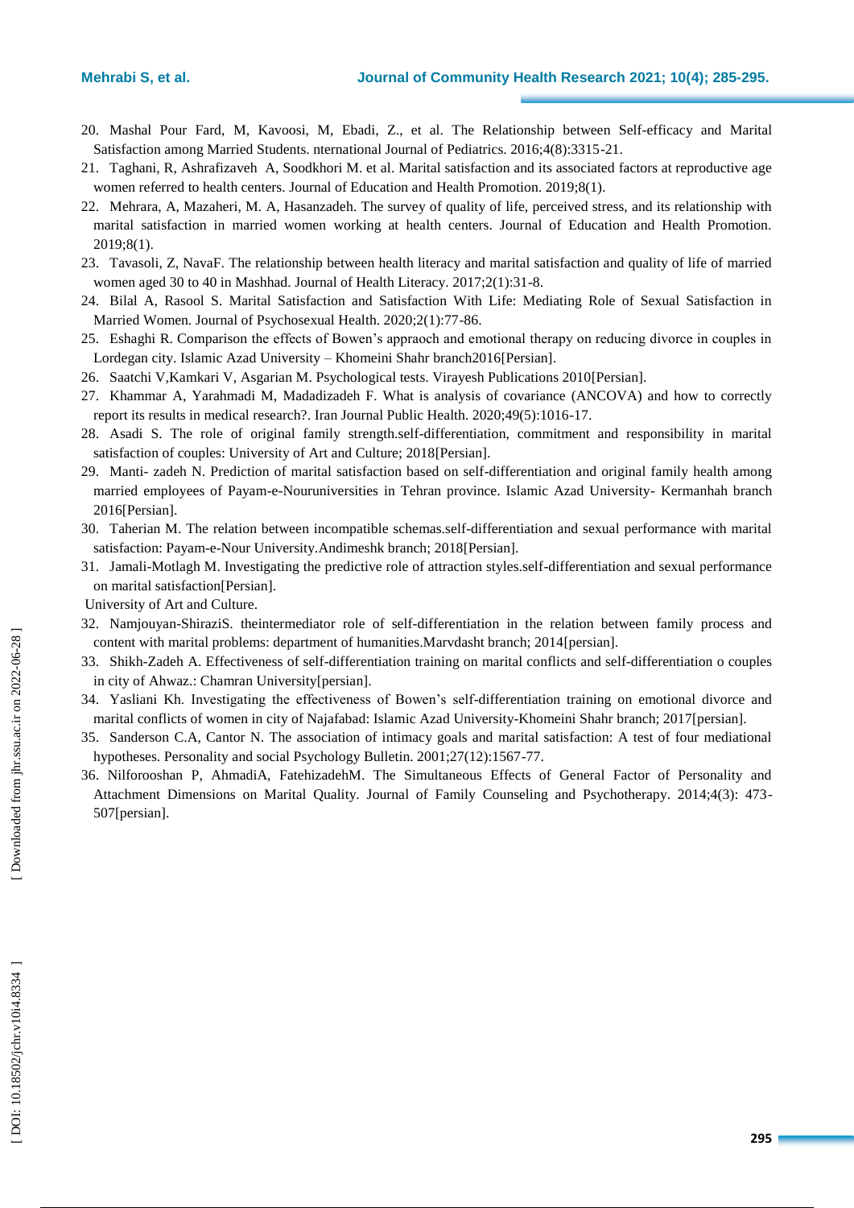20. Mashal Pour Fard, M, Kavoosi, M, Ebadi, Z., et al. The Relationship between Self-efficacy and Marital Satisfaction among Married Students. nternational Journal of Pediatrics. 2016;4(8):3315-21.
21. Taghani, R, Ashrafizaveh A, Soodkhori M. et al. Marital satisfaction and its associated factors at reproductive age women referred to health centers. Journal of Education and Health Promotion. 2019;8(1).
22. Mehrara, A, Mazaheri, M. A, Hasanzadeh. The survey of quality of life, perceived stress, and its relationship with marital satisfaction in married women working at health centers. Journal of Education and Health Promotion. 2019;8(1).
23. Tavasoli, Z, NavaF. The relationship between health literacy and marital satisfaction and quality of life of married women aged 30 to 40 in Mashhad. Journal of Health Literacy. 2017;2(1):31-8.
24. Bilal A, Rasool S. Marital Satisfaction and Satisfaction With Life: Mediating Role of Sexual Satisfaction in Married Women. Journal of Psychosexual Health. 2020;2(1):77-86.
25. Eshaghi R. Comparison the effects of Bowen's appraoch and emotional therapy on reducing divorce in couples in Lordegan city. Islamic Azad University – Khomeini Shahr branch2016[Persian].
26. Saatchi V,Kamkari V, Asgarian M. Psychological tests. Virayesh Publications 2010[Persian].
27. Khammar A, Yarahmadi M, Madadizadeh F. What is analysis of covariance (ANCOVA) and how to correctly report its results in medical research?. Iran Journal Public Health. 2020;49(5):1016-17.
28. Asadi S. The role of original family strength.self-differentiation, commitment and responsibility in marital satisfaction of couples: University of Art and Culture; 2018[Persian].
29. Manti- zadeh N. Prediction of marital satisfaction based on self-differentiation and original family health among married employees of Payam-e-Nouruniversities in Tehran province. Islamic Azad University- Kermanhah branch 2016[Persian].
30. Taherian M. The relation between incompatible schemas.self-differentiation and sexual performance with marital satisfaction: Payam-e-Nour University.Andimeshk branch; 2018[Persian].
31. Jamali-Motlagh M. Investigating the predictive role of attraction styles.self-differentiation and sexual performance on marital satisfaction[Persian].
University of Art and Culture.
32. Namjouyan-ShiraziS. theintermediator role of self-differentiation in the relation between family process and content with marital problems: department of humanities.Marvdasht branch; 2014[persian].
33. Shikh-Zadeh A. Effectiveness of self-differentiation training on marital conflicts and self-differentiation o couples in city of Ahwaz.: Chamran University[persian].
34. Yasliani Kh. Investigating the effectiveness of Bowen's self-differentiation training on emotional divorce and marital conflicts of women in city of Najafabad: Islamic Azad University-Khomeini Shahr branch; 2017[persian].
35. Sanderson C.A, Cantor N. The association of intimacy goals and marital satisfaction: A test of four mediational hypotheses. Personality and social Psychology Bulletin. 2001;27(12):1567-77.
36. Nilforooshan P, AhmadiA, FatehizadehM. The Simultaneous Effects of General Factor of Personality and Attachment Dimensions on Marital Quality. Journal of Family Counseling and Psychotherapy. 2014;4(3): 473-507[persian].